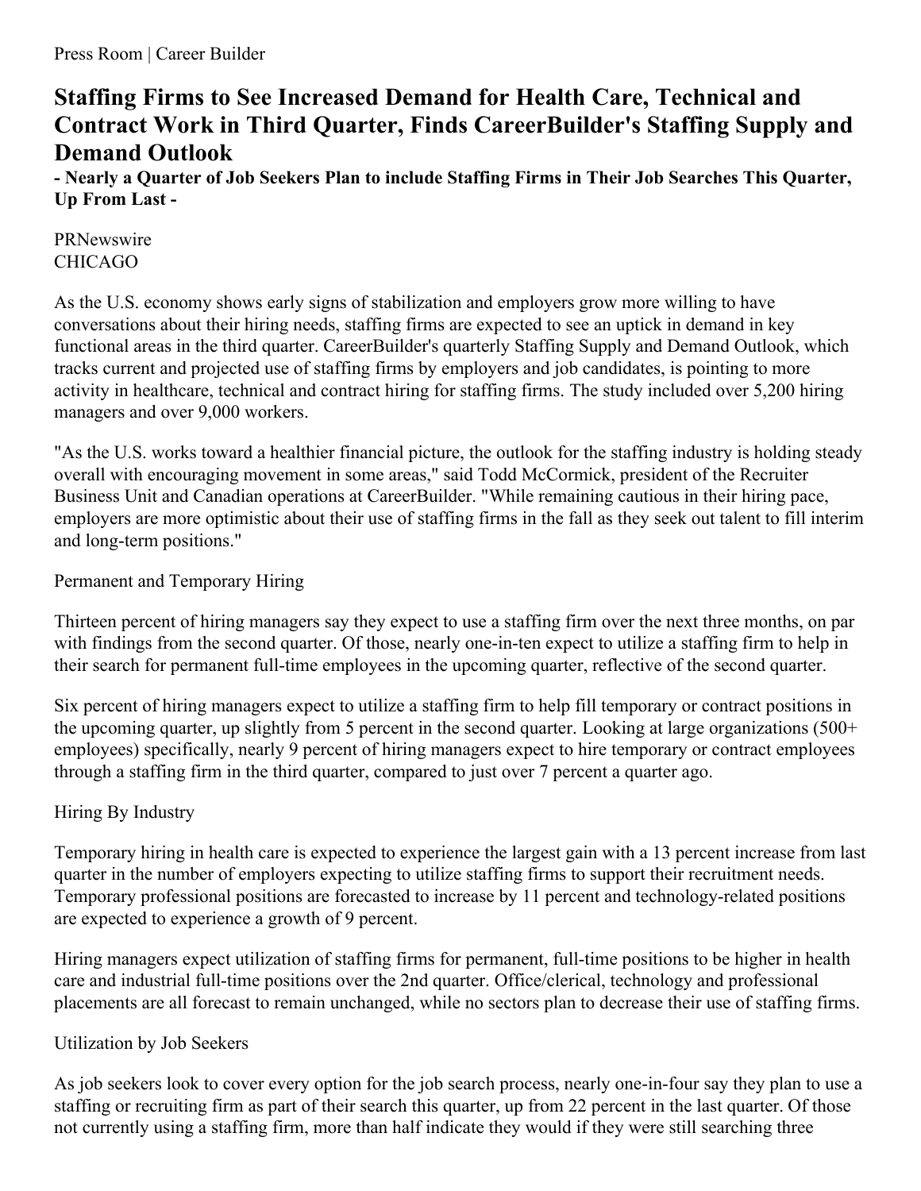Press Room | Career Builder

# Staffing Firms to See Increased Demand for Health Care, Technical and Contract Work in Third Quarter, Finds CareerBuilder's Staffing Supply and Demand Outlook

**- Nearly a Quarter of Job Seekers Plan to include Staffing Firms in Their Job Searches This Quarter, Up From Last -**

PRNewswire
CHICAGO

As the U.S. economy shows early signs of stabilization and employers grow more willing to have conversations about their hiring needs, staffing firms are expected to see an uptick in demand in key functional areas in the third quarter. CareerBuilder's quarterly Staffing Supply and Demand Outlook, which tracks current and projected use of staffing firms by employers and job candidates, is pointing to more activity in healthcare, technical and contract hiring for staffing firms. The study included over 5,200 hiring managers and over 9,000 workers.

"As the U.S. works toward a healthier financial picture, the outlook for the staffing industry is holding steady overall with encouraging movement in some areas," said Todd McCormick, president of the Recruiter Business Unit and Canadian operations at CareerBuilder. "While remaining cautious in their hiring pace, employers are more optimistic about their use of staffing firms in the fall as they seek out talent to fill interim and long-term positions."

Permanent and Temporary Hiring

Thirteen percent of hiring managers say they expect to use a staffing firm over the next three months, on par with findings from the second quarter. Of those, nearly one-in-ten expect to utilize a staffing firm to help in their search for permanent full-time employees in the upcoming quarter, reflective of the second quarter.

Six percent of hiring managers expect to utilize a staffing firm to help fill temporary or contract positions in the upcoming quarter, up slightly from 5 percent in the second quarter. Looking at large organizations (500+ employees) specifically, nearly 9 percent of hiring managers expect to hire temporary or contract employees through a staffing firm in the third quarter, compared to just over 7 percent a quarter ago.

Hiring By Industry

Temporary hiring in health care is expected to experience the largest gain with a 13 percent increase from last quarter in the number of employers expecting to utilize staffing firms to support their recruitment needs. Temporary professional positions are forecasted to increase by 11 percent and technology-related positions are expected to experience a growth of 9 percent.

Hiring managers expect utilization of staffing firms for permanent, full-time positions to be higher in health care and industrial full-time positions over the 2nd quarter. Office/clerical, technology and professional placements are all forecast to remain unchanged, while no sectors plan to decrease their use of staffing firms.

Utilization by Job Seekers

As job seekers look to cover every option for the job search process, nearly one-in-four say they plan to use a staffing or recruiting firm as part of their search this quarter, up from 22 percent in the last quarter. Of those not currently using a staffing firm, more than half indicate they would if they were still searching three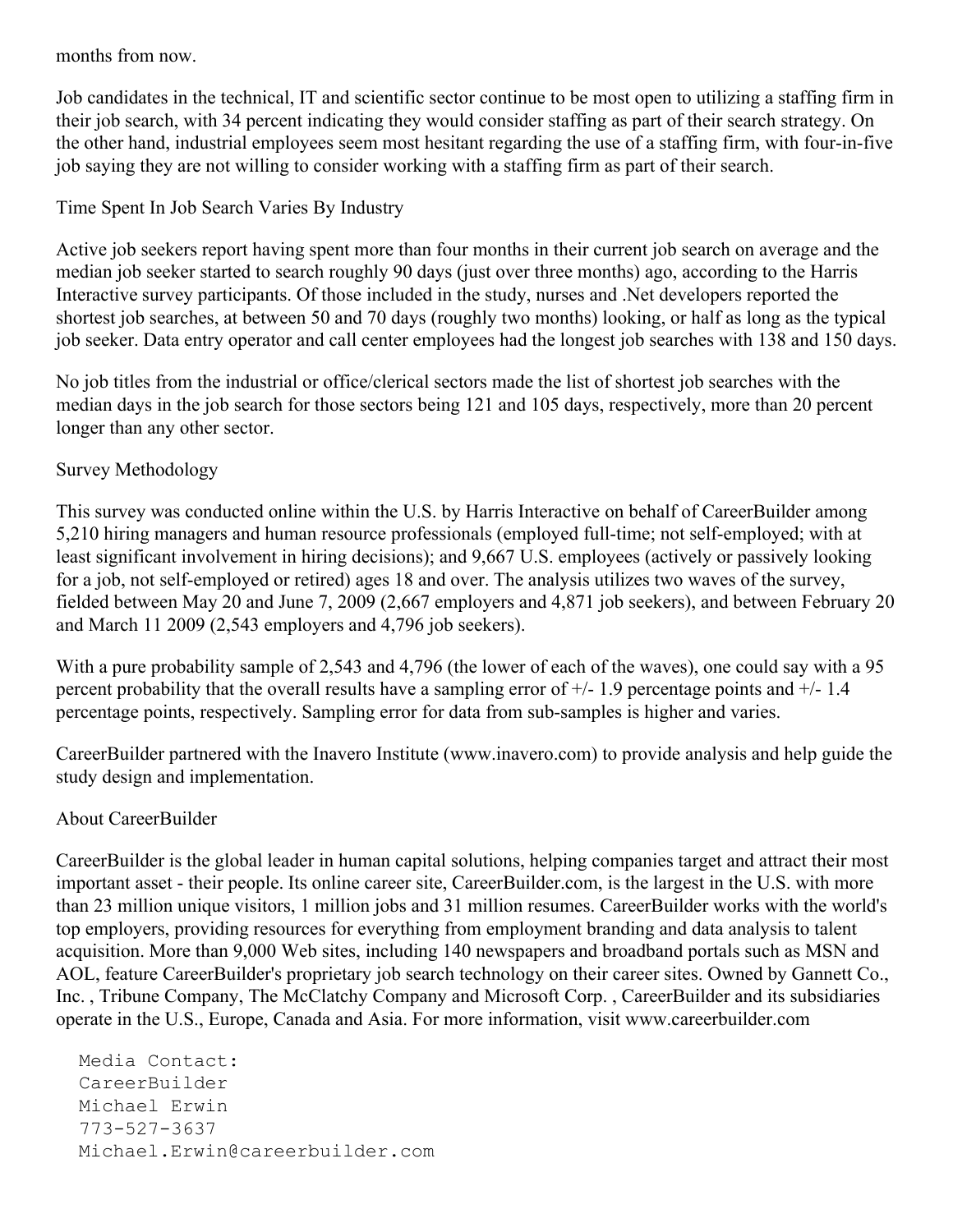months from now.

Job candidates in the technical, IT and scientific sector continue to be most open to utilizing a staffing firm in their job search, with 34 percent indicating they would consider staffing as part of their search strategy. On the other hand, industrial employees seem most hesitant regarding the use of a staffing firm, with four-in-five job saying they are not willing to consider working with a staffing firm as part of their search.

## Time Spent In Job Search Varies By Industry

Active job seekers report having spent more than four months in their current job search on average and the median job seeker started to search roughly 90 days (just over three months) ago, according to the Harris Interactive survey participants. Of those included in the study, nurses and .Net developers reported the shortest job searches, at between 50 and 70 days (roughly two months) looking, or half as long as the typical job seeker. Data entry operator and call center employees had the longest job searches with 138 and 150 days.

No job titles from the industrial or office/clerical sectors made the list of shortest job searches with the median days in the job search for those sectors being 121 and 105 days, respectively, more than 20 percent longer than any other sector.

## Survey Methodology

This survey was conducted online within the U.S. by Harris Interactive on behalf of CareerBuilder among 5,210 hiring managers and human resource professionals (employed full-time; not self-employed; with at least significant involvement in hiring decisions); and 9,667 U.S. employees (actively or passively looking for a job, not self-employed or retired) ages 18 and over. The analysis utilizes two waves of the survey, fielded between May 20 and June 7, 2009 (2,667 employers and 4,871 job seekers), and between February 20 and March 11 2009 (2,543 employers and 4,796 job seekers).

With a pure probability sample of 2,543 and 4,796 (the lower of each of the waves), one could say with a 95 percent probability that the overall results have a sampling error of +/- 1.9 percentage points and +/- 1.4 percentage points, respectively. Sampling error for data from sub-samples is higher and varies.

CareerBuilder partnered with the Inavero Institute (www.inavero.com) to provide analysis and help guide the study design and implementation.

## About CareerBuilder

CareerBuilder is the global leader in human capital solutions, helping companies target and attract their most important asset - their people. Its online career site, CareerBuilder.com, is the largest in the U.S. with more than 23 million unique visitors, 1 million jobs and 31 million resumes. CareerBuilder works with the world's top employers, providing resources for everything from employment branding and data analysis to talent acquisition. More than 9,000 Web sites, including 140 newspapers and broadband portals such as MSN and AOL, feature CareerBuilder's proprietary job search technology on their career sites. Owned by Gannett Co., Inc. , Tribune Company, The McClatchy Company and Microsoft Corp. , CareerBuilder and its subsidiaries operate in the U.S., Europe, Canada and Asia. For more information, visit www.careerbuilder.com

```
Media Contact:
CareerBuilder
Michael Erwin
773-527-3637
Michael.Erwin@careerbuilder.com
```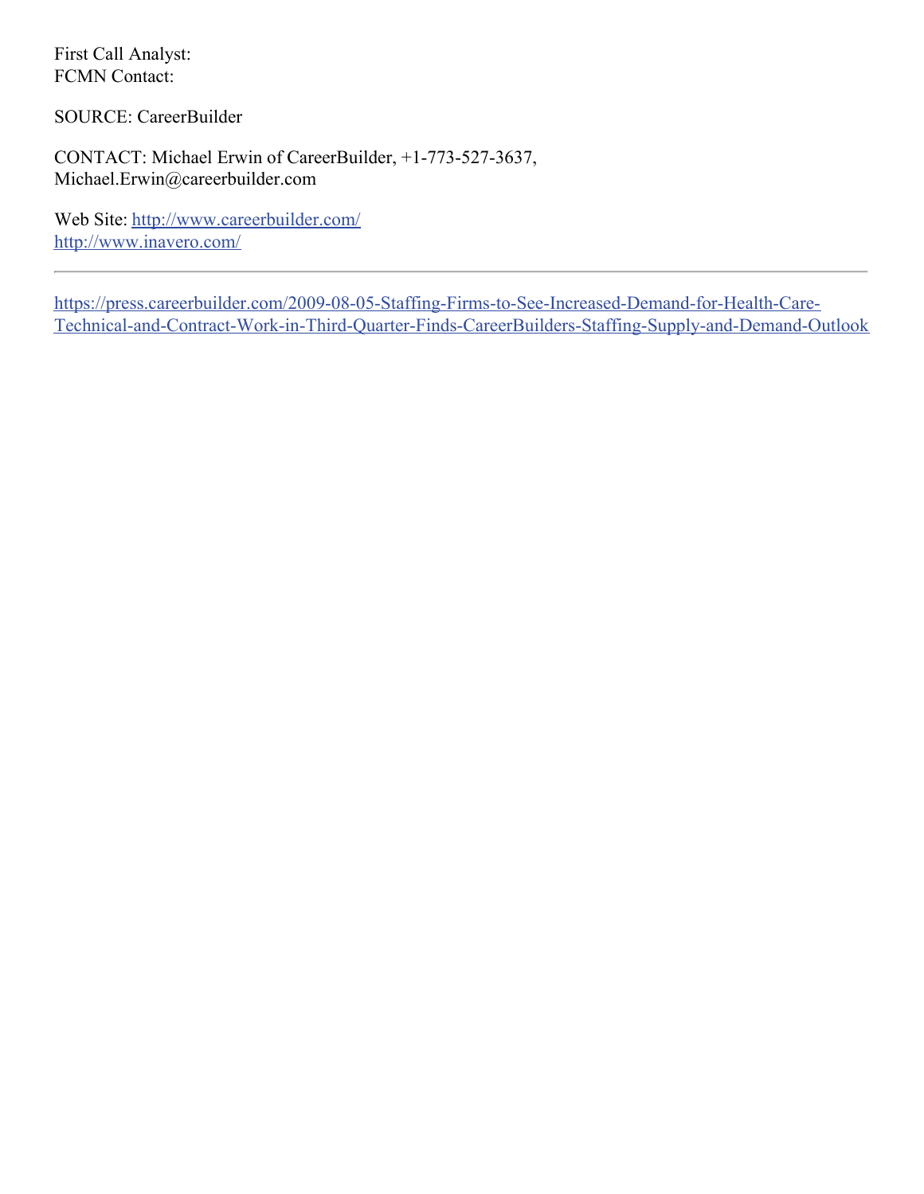First Call Analyst:
FCMN Contact:

SOURCE: CareerBuilder

CONTACT: Michael Erwin of CareerBuilder, +1-773-527-3637, Michael.Erwin@careerbuilder.com

Web Site: http://www.careerbuilder.com/
http://www.inavero.com/

---

https://press.careerbuilder.com/2009-08-05-Staffing-Firms-to-See-Increased-Demand-for-Health-Care-Technical-and-Contract-Work-in-Third-Quarter-Finds-CareerBuilders-Staffing-Supply-and-Demand-Outlook